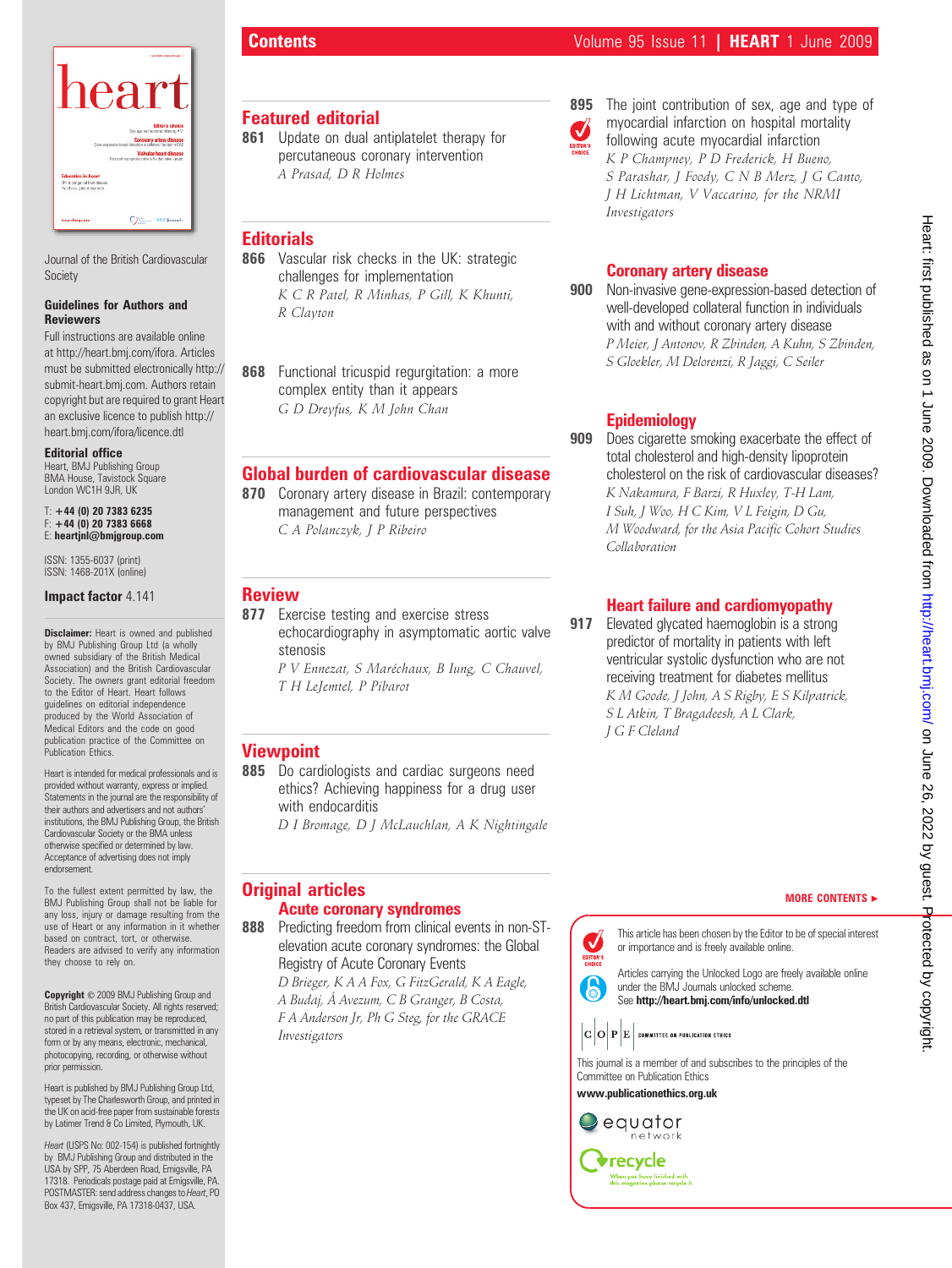# Contents

Journal of the British Cardiovascular Society

**Guidelines for Authors and Reviewers**

Full instructions are available online at http://heart.bmj.com/ifora. Articles must be submitted electronically http://submit-heart.bmj.com. Authors retain copyright but are required to grant Heart an exclusive licence to publish http://heart.bmj.com/ifora/licence.dtl

**Editorial office**
Heart, BMJ Publishing Group
BMA House, Tavistock Square
London WC1H 9JR, UK

T: **+44 (0) 20 7383 6235**
F: **+44 (0) 20 7383 6668**
E: **heartjnl@bmjgroup.com**

ISSN: 1355-6037 (print)
ISSN: 1468-201X (online)

**Impact factor** 4.141

**Disclaimer:** Heart is owned and published by BMJ Publishing Group Ltd (a wholly owned subsidiary of the British Medical Association) and the British Cardiovascular Society. The owners grant editorial freedom to the Editor of Heart. Heart follows guidelines on editorial independence produced by the World Association of Medical Editors and the code on good publication practice of the Committee on Publication Ethics.

Heart is intended for medical professionals and is provided without warranty, express or implied. Statements in the journal are the responsibility of their authors and advertisers and not authors' institutions, the BMJ Publishing Group, the British Cardiovascular Society or the BMA unless otherwise specified or determined by law. Acceptance of advertising does not imply endorsement.

To the fullest extent permitted by law, the BMJ Publishing Group shall not be liable for any loss, injury or damage resulting from the use of Heart or any information in it whether based on contract, tort, or otherwise. Readers are advised to verify any information they choose to rely on.

**Copyright** © 2009 BMJ Publishing Group and British Cardiovascular Society. All rights reserved; no part of this publication may be reproduced, stored in a retrieval system, or transmitted in any form or by any means, electronic, mechanical, photocopying, recording, or otherwise without prior permission.

Heart is published by BMJ Publishing Group Ltd, typeset by The Charlesworth Group, and printed in the UK on acid-free paper from sustainable forests by Latimer Trend & Co Limited, Plymouth, UK.

*Heart* (USPS No: 002-154) is published fortnightly by BMJ Publishing Group and distributed in the USA by SPP, 75 Aberdeen Road, Emigsville, PA 17318. Periodicals postage paid at Emigsville, PA. POSTMASTER: send address changes to *Heart*, PO Box 437, Emigsville, PA 17318-0437, USA.

## Featured editorial

**861** Update on dual antiplatelet therapy for percutaneous coronary intervention
*A Prasad, D R Holmes*

## Editorials

**866** Vascular risk checks in the UK: strategic challenges for implementation
*K C R Patel, R Minhas, P Gill, K Khunti, R Clayton*

**868** Functional tricuspid regurgitation: a more complex entity than it appears
*G D Dreyfus, K M John Chan*

## Global burden of cardiovascular disease

**870** Coronary artery disease in Brazil: contemporary management and future perspectives
*C A Polanczyk, J P Ribeiro*

## Review

**877** Exercise testing and exercise stress echocardiography in asymptomatic aortic valve stenosis
*P V Ennezat, S Maréchaux, B Iung, C Chauvel, T H LeJemtel, P Pibarot*

## Viewpoint

**885** Do cardiologists and cardiac surgeons need ethics? Achieving happiness for a drug user with endocarditis
*D I Bromage, D J McLauchlan, A K Nightingale*

## Original articles

### Acute coronary syndromes

**888** Predicting freedom from clinical events in non-ST-elevation acute coronary syndromes: the Global Registry of Acute Coronary Events
*D Brieger, K A A Fox, G FitzGerald, K A Eagle, A Budaj, Á Avezum, C B Granger, B Costa, F A Anderson Jr, Ph G Steg, for the GRACE Investigators*

**895** (EDITOR'S CHOICE) The joint contribution of sex, age and type of myocardial infarction on hospital mortality following acute myocardial infarction
*K P Champney, P D Frederick, H Bueno, S Parashar, J Foody, C N B Merz, J G Canto, J H Lichtman, V Vaccarino, for the NRMI Investigators*

### Coronary artery disease

**900** Non-invasive gene-expression-based detection of well-developed collateral function in individuals with and without coronary artery disease
*P Meier, J Antonov, R Zbinden, A Kuhn, S Zbinden, S Gloekler, M Delorenzi, R Jaggi, C Seiler*

### Epidemiology

**909** Does cigarette smoking exacerbate the effect of total cholesterol and high-density lipoprotein cholesterol on the risk of cardiovascular diseases?
*K Nakamura, F Barzi, R Huxley, T-H Lam, I Suh, J Woo, H C Kim, V L Feigin, D Gu, M Woodward, for the Asia Pacific Cohort Studies Collaboration*

### Heart failure and cardiomyopathy

**917** Elevated glycated haemoglobin is a strong predictor of mortality in patients with left ventricular systolic dysfunction who are not receiving treatment for diabetes mellitus
*K M Goode, J John, A S Rigby, E S Kilpatrick, S L Atkin, T Bragadeesh, A L Clark, J G F Cleland*

**MORE CONTENTS ►**

EDITOR'S CHOICE: This article has been chosen by the Editor to be of special interest or importance and is freely available online.

Articles carrying the Unlocked Logo are freely available online under the BMJ Journals unlocked scheme. See **http://heart.bmj.com/info/unlocked.dtl**

COPE COMMITTEE ON PUBLICATION ETHICS

This journal is a member of and subscribes to the principles of the Committee on Publication Ethics

**www.publicationethics.org.uk**

equator network

recycle — When you have finished with this magazine please recycle it.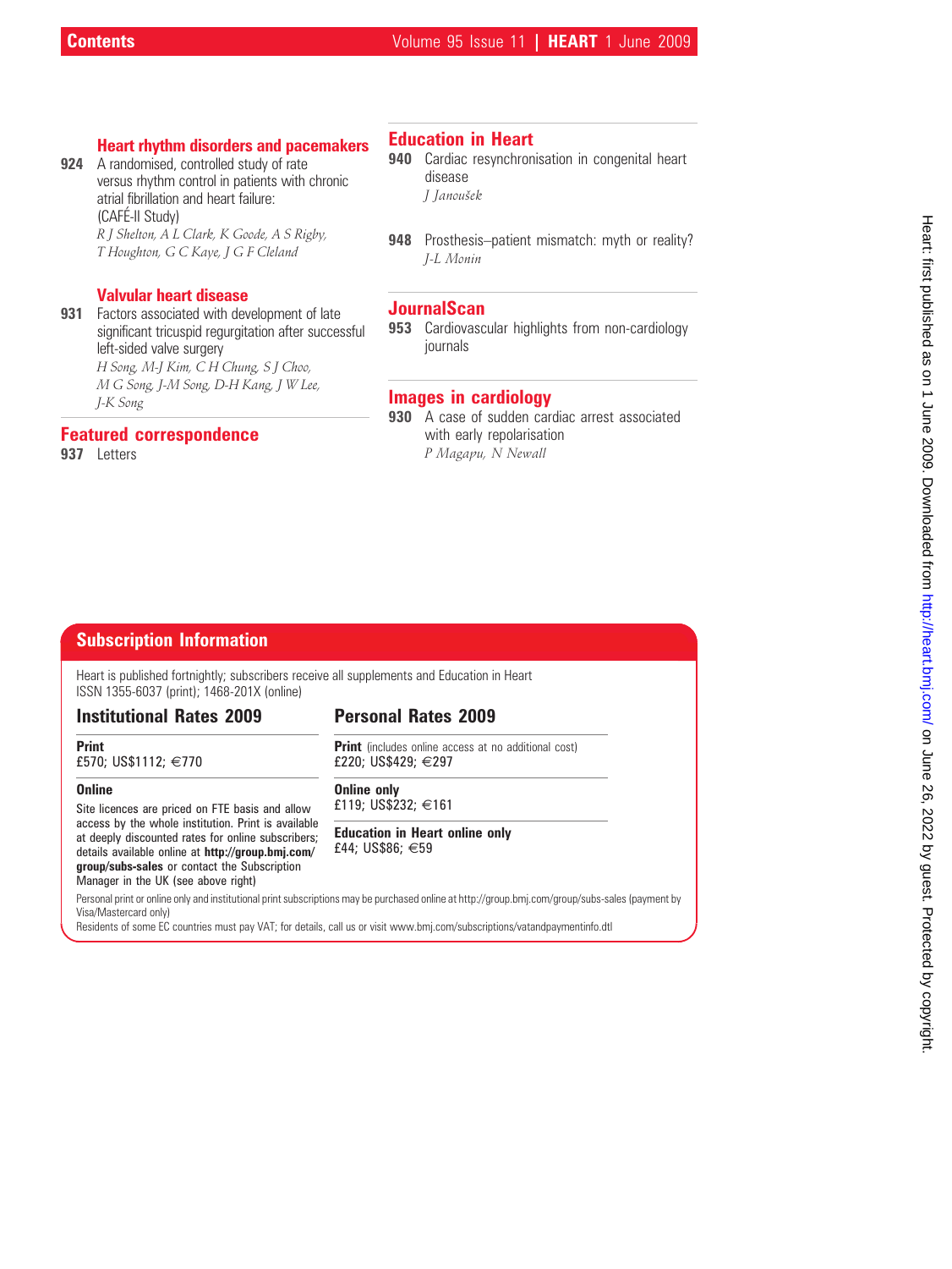## Heart rhythm disorders and pacemakers

**924** A randomised, controlled study of rate versus rhythm control in patients with chronic atrial fibrillation and heart failure: (CAFÉ-II Study)
*R J Shelton, A L Clark, K Goode, A S Rigby, T Houghton, G C Kaye, J G F Cleland*

## Valvular heart disease

**931** Factors associated with development of late significant tricuspid regurgitation after successful left-sided valve surgery
*H Song, M-J Kim, C H Chung, S J Choo, M G Song, J-M Song, D-H Kang, J W Lee, J-K Song*

## Featured correspondence

**937** Letters

## Education in Heart

**940** Cardiac resynchronisation in congenital heart disease
*J Janoušek*

**948** Prosthesis–patient mismatch: myth or reality?
*J-L Monin*

## JournalScan

**953** Cardiovascular highlights from non-cardiology journals

## Images in cardiology

**930** A case of sudden cardiac arrest associated with early repolarisation
*P Magapu, N Newall*

## Subscription Information

Heart is published fortnightly; subscribers receive all supplements and Education in Heart
ISSN 1355-6037 (print); 1468-201X (online)

### Institutional Rates 2009

**Print**
£570; US$1112; €770

**Online**
Site licences are priced on FTE basis and allow access by the whole institution. Print is available at deeply discounted rates for online subscribers; details available online at **http://group.bmj.com/group/subs-sales** or contact the Subscription Manager in the UK (see above right)

### Personal Rates 2009

**Print** (includes online access at no additional cost)
£220; US$429; €297

**Online only**
£119; US$232; €161

**Education in Heart online only**
£44; US$86; €59

Personal print or online only and institutional print subscriptions may be purchased online at http://group.bmj.com/group/subs-sales (payment by Visa/Mastercard only)
Residents of some EC countries must pay VAT; for details, call us or visit www.bmj.com/subscriptions/vatandpaymentinfo.dtl